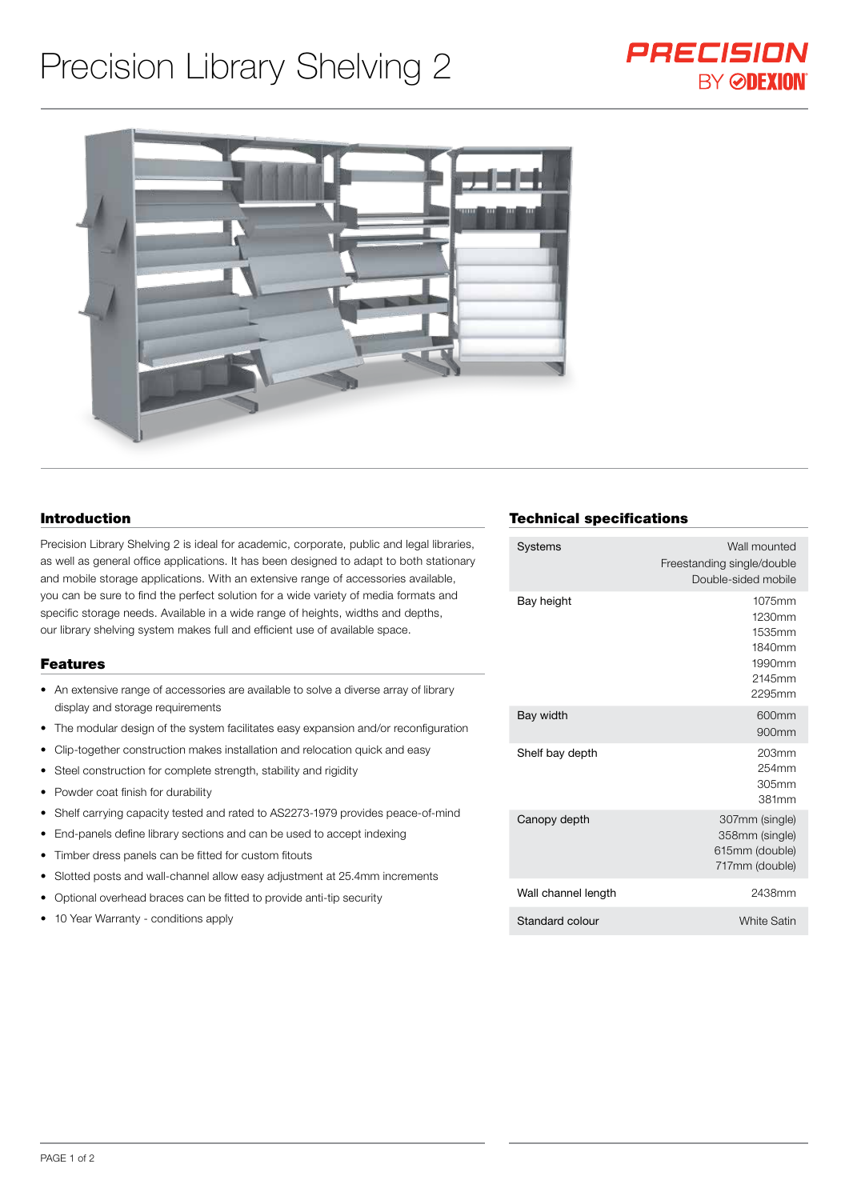# Precision Library Shelving 2

PRECISION BY DEXION

## Introduction

Precision Library Shelving 2 is ideal for academic, corporate, public and legal libraries, as well as general office applications. It has been designed to adapt to both stationary and mobile storage applications. With an extensive range of accessories available, you can be sure to find the perfect solution for a wide variety of media formats and specific storage needs. Available in a wide range of heights, widths and depths, our library shelving system makes full and efficient use of available space.

## Features

- An extensive range of accessories are available to solve a diverse array of library display and storage requirements
- The modular design of the system facilitates easy expansion and/or reconfiguration
- Clip-together construction makes installation and relocation quick and easy
- Steel construction for complete strength, stability and rigidity
- Powder coat finish for durability
- Shelf carrying capacity tested and rated to AS2273-1979 provides peace-of-mind
- End-panels define library sections and can be used to accept indexing
- Timber dress panels can be fitted for custom fitouts
- Slotted posts and wall-channel allow easy adjustment at 25.4mm increments
- Optional overhead braces can be fitted to provide anti-tip security
- 10 Year Warranty - conditions apply

## Technical specifications

| | |
|---|---|
| Systems | Wall mounted<br>Freestanding single/double<br>Double-sided mobile |
| Bay height | 1075mm<br>1230mm<br>1535mm<br>1840mm<br>1990mm<br>2145mm<br>2295mm |
| Bay width | 600mm<br>900mm |
| Shelf bay depth | 203mm<br>254mm<br>305mm<br>381mm |
| Canopy depth | 307mm (single)<br>358mm (single)<br>615mm (double)<br>717mm (double) |
| Wall channel length | 2438mm |
| Standard colour | White Satin |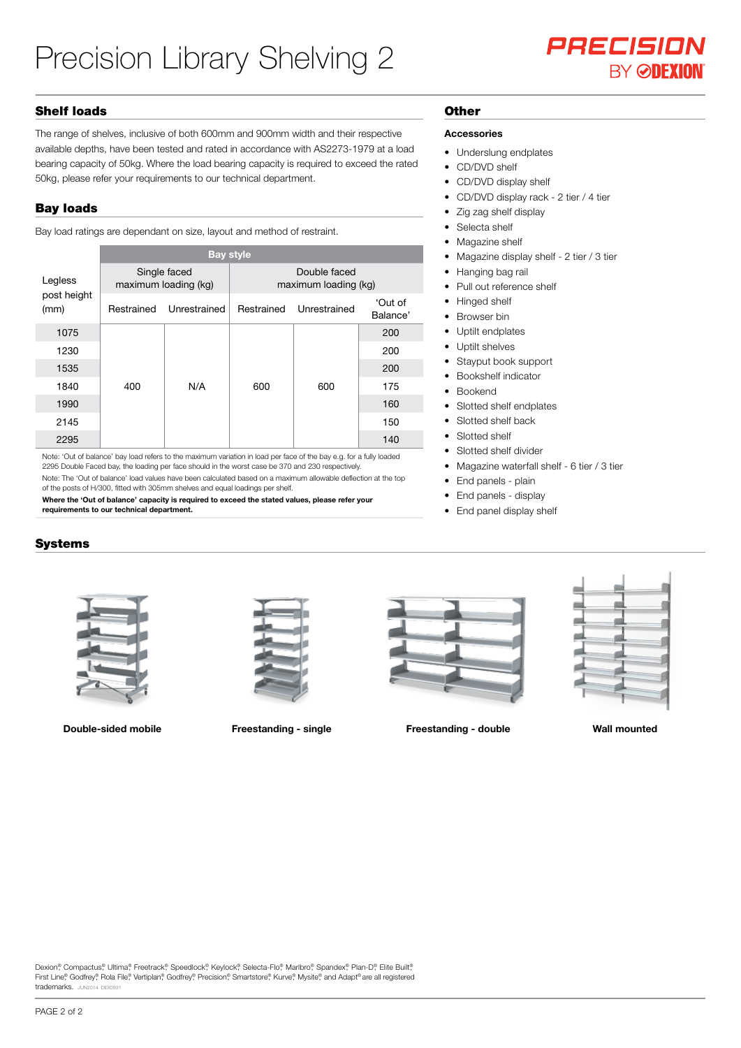# Precision Library Shelving 2

PRECISION BY DEXION

## Shelf loads

The range of shelves, inclusive of both 600mm and 900mm width and their respective available depths, have been tested and rated in accordance with AS2273-1979 at a load bearing capacity of 50kg. Where the load bearing capacity is required to exceed the rated 50kg, please refer your requirements to our technical department.

## Bay loads

Bay load ratings are dependant on size, layout and method of restraint.

| Legless post height (mm) | Bay style | | | | |
|---|---|---|---|---|---|
| | Single faced maximum loading (kg) | | Double faced maximum loading (kg) | | |
| | Restrained | Unrestrained | Restrained | Unrestrained | 'Out of Balance' |
| 1075 | 400 | N/A | 600 | 600 | 200 |
| 1230 | | | | | 200 |
| 1535 | | | | | 200 |
| 1840 | | | | | 175 |
| 1990 | | | | | 160 |
| 2145 | | | | | 150 |
| 2295 | | | | | 140 |

Note: 'Out of balance' bay load refers to the maximum variation in load per face of the bay e.g. for a fully loaded 2295 Double Faced bay, the loading per face should in the worst case be 370 and 230 respectively.

Note: The 'Out of balance' load values have been calculated based on a maximum allowable deflection at the top of the posts of H/300, fitted with 305mm shelves and equal loadings per shelf.

**Where the 'Out of balance' capacity is required to exceed the stated values, please refer your requirements to our technical department.**

## Other

### Accessories

- Underslung endplates
- CD/DVD shelf
- CD/DVD display shelf
- CD/DVD display rack - 2 tier / 4 tier
- Zig zag shelf display
- Selecta shelf
- Magazine shelf
- Magazine display shelf - 2 tier / 3 tier
- Hanging bag rail
- Pull out reference shelf
- Hinged shelf
- Browser bin
- Uptilt endplates
- Uptilt shelves
- Stayput book support
- Bookshelf indicator
- Bookend
- Slotted shelf endplates
- Slotted shelf back
- Slotted shelf
- Slotted shelf divider
- Magazine waterfall shelf - 6 tier / 3 tier
- End panels - plain
- End panels - display
- End panel display shelf

## Systems

**Double-sided mobile**

**Freestanding - single**

**Freestanding - double**

**Wall mounted**

Dexion® Compactus® Ultima® Freetrack® Speedlock® Keylock® Selecta-Flo® Marlbro® Spandex® Plan-D® Elite Built® First Line® Godfrey® Rola File® Vertiplan® Godfrey® Precision® Smartstore® Kurve® Mysite® and Adapt® are all registered trademarks. JUN2014 DEX0931